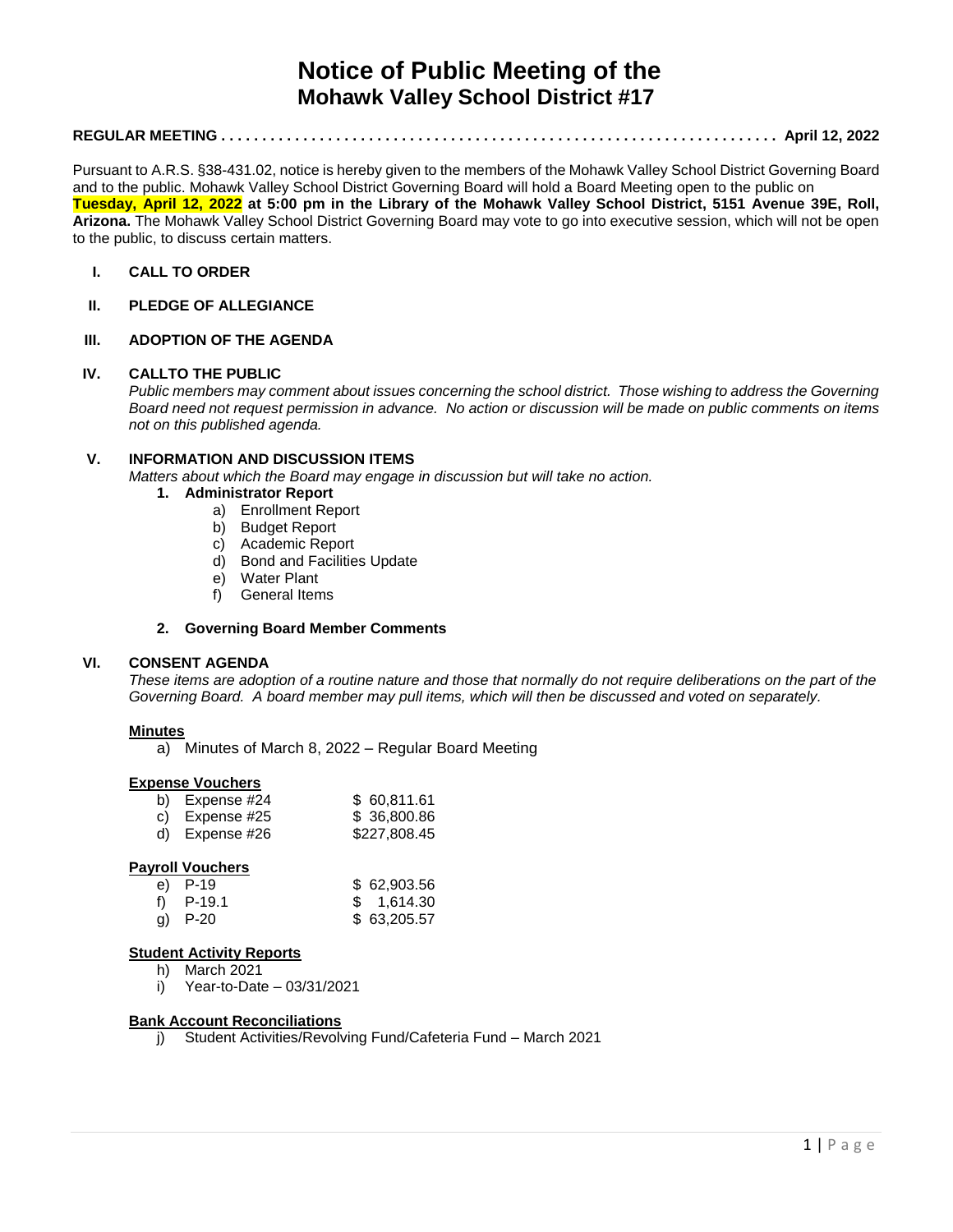# Notice of Public Meeting of the
## Mohawk Valley School District #17

**REGULAR MEETING . . . . . . . . . . . . . . . . . . . . . . . . . . . . . . . . . . . . . . . . . . . . . . . . . . . . . . . . . . . . . . . . . . . . April 12, 2022**

Pursuant to A.R.S. §38-431.02, notice is hereby given to the members of the Mohawk Valley School District Governing Board and to the public. Mohawk Valley School District Governing Board will hold a Board Meeting open to the public on **Tuesday, April 12, 2022 at 5:00 pm in the Library of the Mohawk Valley School District, 5151 Avenue 39E, Roll, Arizona.** The Mohawk Valley School District Governing Board may vote to go into executive session, which will not be open to the public, to discuss certain matters.

**I. CALL TO ORDER**

**II. PLEDGE OF ALLEGIANCE**

**III. ADOPTION OF THE AGENDA**

**IV. CALLTO THE PUBLIC**

*Public members may comment about issues concerning the school district. Those wishing to address the Governing Board need not request permission in advance. No action or discussion will be made on public comments on items not on this published agenda.*

**V. INFORMATION AND DISCUSSION ITEMS**

*Matters about which the Board may engage in discussion but will take no action.*

1. **Administrator Report**
   a) Enrollment Report
   b) Budget Report
   c) Academic Report
   d) Bond and Facilities Update
   e) Water Plant
   f) General Items

2. **Governing Board Member Comments**

**VI. CONSENT AGENDA**

*These items are adoption of a routine nature and those that normally do not require deliberations on the part of the Governing Board. A board member may pull items, which will then be discussed and voted on separately.*

**Minutes**

a) Minutes of March 8, 2022 – Regular Board Meeting

**Expense Vouchers**

| | |
|---|---|
| b) Expense #24 | $ 60,811.61 |
| c) Expense #25 | $ 36,800.86 |
| d) Expense #26 | $227,808.45 |

**Payroll Vouchers**

| | |
|---|---|
| e) P-19 | $ 62,903.56 |
| f) P-19.1 | $ 1,614.30 |
| g) P-20 | $ 63,205.57 |

**Student Activity Reports**

h) March 2021
i) Year-to-Date – 03/31/2021

**Bank Account Reconciliations**

j) Student Activities/Revolving Fund/Cafeteria Fund – March 2021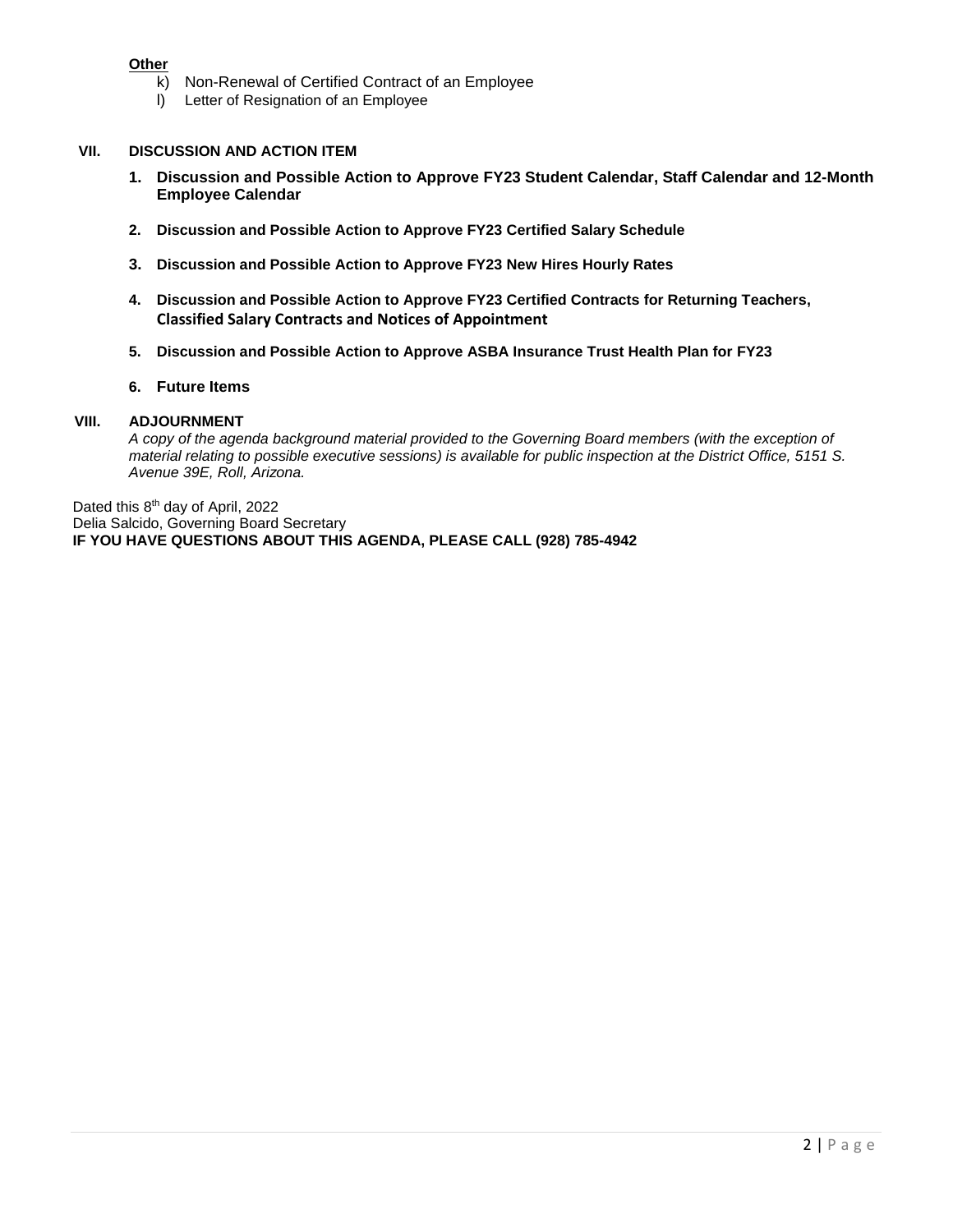**Other**

k) Non-Renewal of Certified Contract of an Employee
l) Letter of Resignation of an Employee

**VII. DISCUSSION AND ACTION ITEM**

1. **Discussion and Possible Action to Approve FY23 Student Calendar, Staff Calendar and 12-Month Employee Calendar**

2. **Discussion and Possible Action to Approve FY23 Certified Salary Schedule**

3. **Discussion and Possible Action to Approve FY23 New Hires Hourly Rates**

4. **Discussion and Possible Action to Approve FY23 Certified Contracts for Returning Teachers, Classified Salary Contracts and Notices of Appointment**

5. **Discussion and Possible Action to Approve ASBA Insurance Trust Health Plan for FY23**

6. **Future Items**

**VIII. ADJOURNMENT**

*A copy of the agenda background material provided to the Governing Board members (with the exception of material relating to possible executive sessions) is available for public inspection at the District Office, 5151 S. Avenue 39E, Roll, Arizona.*

Dated this 8th day of April, 2022
Delia Salcido, Governing Board Secretary
**IF YOU HAVE QUESTIONS ABOUT THIS AGENDA, PLEASE CALL (928) 785-4942**